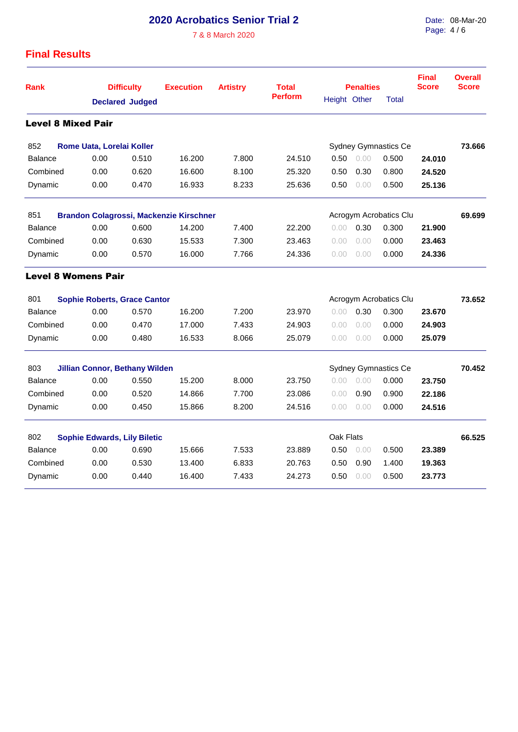# 2020 Acrobatics Senior Trial 2

7 & 8 March 2020

Date: 08-Mar-20

## Final Results

| Rank | Difficulty | | Execution | Artistry | Total Perform | Penalties | | | Final Score | Overall Score |
|---|---|---|---|---|---|---|---|---|---|---|
| | Declared | Judged | | | | Height | Other | Total | | |

### Level 8 Mixed Pair

| Rank | Declared | Judged | Execution | Artistry | Total Perform | Height | Other | Total | Final Score | Overall Score |
|---|---|---|---|---|---|---|---|---|---|---|
| 852 | **Rome Uata, Lorelai Koller** | | | | | Sydney Gymnastics Ce | | | | **73.666** |
| Balance | 0.00 | 0.510 | 16.200 | 7.800 | 24.510 | 0.50 | 0.00 | 0.500 | **24.010** | |
| Combined | 0.00 | 0.620 | 16.600 | 8.100 | 25.320 | 0.50 | 0.30 | 0.800 | **24.520** | |
| Dynamic | 0.00 | 0.470 | 16.933 | 8.233 | 25.636 | 0.50 | 0.00 | 0.500 | **25.136** | |
| 851 | **Brandon Colagrossi, Mackenzie Kirschner** | | | | | Acrogym Acrobatics Clu | | | | **69.699** |
| Balance | 0.00 | 0.600 | 14.200 | 7.400 | 22.200 | 0.00 | 0.30 | 0.300 | **21.900** | |
| Combined | 0.00 | 0.630 | 15.533 | 7.300 | 23.463 | 0.00 | 0.00 | 0.000 | **23.463** | |
| Dynamic | 0.00 | 0.570 | 16.000 | 7.766 | 24.336 | 0.00 | 0.00 | 0.000 | **24.336** | |

### Level 8 Womens Pair

| Rank | Declared | Judged | Execution | Artistry | Total Perform | Height | Other | Total | Final Score | Overall Score |
|---|---|---|---|---|---|---|---|---|---|---|
| 801 | **Sophie Roberts, Grace Cantor** | | | | | Acrogym Acrobatics Clu | | | | **73.652** |
| Balance | 0.00 | 0.570 | 16.200 | 7.200 | 23.970 | 0.00 | 0.30 | 0.300 | **23.670** | |
| Combined | 0.00 | 0.470 | 17.000 | 7.433 | 24.903 | 0.00 | 0.00 | 0.000 | **24.903** | |
| Dynamic | 0.00 | 0.480 | 16.533 | 8.066 | 25.079 | 0.00 | 0.00 | 0.000 | **25.079** | |
| 803 | **Jillian Connor, Bethany Wilden** | | | | | Sydney Gymnastics Ce | | | | **70.452** |
| Balance | 0.00 | 0.550 | 15.200 | 8.000 | 23.750 | 0.00 | 0.00 | 0.000 | **23.750** | |
| Combined | 0.00 | 0.520 | 14.866 | 7.700 | 23.086 | 0.00 | 0.90 | 0.900 | **22.186** | |
| Dynamic | 0.00 | 0.450 | 15.866 | 8.200 | 24.516 | 0.00 | 0.00 | 0.000 | **24.516** | |
| 802 | **Sophie Edwards, Lily Biletic** | | | | | Oak Flats | | | | **66.525** |
| Balance | 0.00 | 0.690 | 15.666 | 7.533 | 23.889 | 0.50 | 0.00 | 0.500 | **23.389** | |
| Combined | 0.00 | 0.530 | 13.400 | 6.833 | 20.763 | 0.50 | 0.90 | 1.400 | **19.363** | |
| Dynamic | 0.00 | 0.440 | 16.400 | 7.433 | 24.273 | 0.50 | 0.00 | 0.500 | **23.773** | |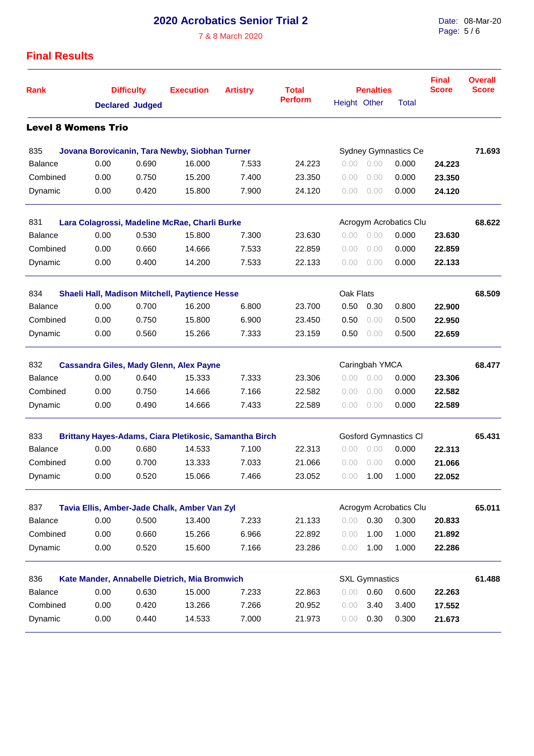# 2020 Acrobatics Senior Trial 2

7 & 8 March 2020

Date: 08-Mar-20

## Final Results

### Level 8 Womens Trio

| Rank | Difficulty Declared | Difficulty Judged | Execution | Artistry | Total Perform | Penalties Height | Penalties Other | Penalties Total | Final Score | Overall Score |
|---|---|---|---|---|---|---|---|---|---|---|
| 835 | **Jovana Borovicanin, Tara Newby, Siobhan Turner** | | | | | Sydney Gymnastics Ce | | | | **71.693** |
| Balance | 0.00 | 0.690 | 16.000 | 7.533 | 24.223 | 0.00 | 0.00 | 0.000 | **24.223** | |
| Combined | 0.00 | 0.750 | 15.200 | 7.400 | 23.350 | 0.00 | 0.00 | 0.000 | **23.350** | |
| Dynamic | 0.00 | 0.420 | 15.800 | 7.900 | 24.120 | 0.00 | 0.00 | 0.000 | **24.120** | |
| 831 | **Lara Colagrossi, Madeline McRae, Charli Burke** | | | | | Acrogym Acrobatics Clu | | | | **68.622** |
| Balance | 0.00 | 0.530 | 15.800 | 7.300 | 23.630 | 0.00 | 0.00 | 0.000 | **23.630** | |
| Combined | 0.00 | 0.660 | 14.666 | 7.533 | 22.859 | 0.00 | 0.00 | 0.000 | **22.859** | |
| Dynamic | 0.00 | 0.400 | 14.200 | 7.533 | 22.133 | 0.00 | 0.00 | 0.000 | **22.133** | |
| 834 | **Shaeli Hall, Madison Mitchell, Paytience Hesse** | | | | | Oak Flats | | | | **68.509** |
| Balance | 0.00 | 0.700 | 16.200 | 6.800 | 23.700 | 0.50 | 0.30 | 0.800 | **22.900** | |
| Combined | 0.00 | 0.750 | 15.800 | 6.900 | 23.450 | 0.50 | 0.00 | 0.500 | **22.950** | |
| Dynamic | 0.00 | 0.560 | 15.266 | 7.333 | 23.159 | 0.50 | 0.00 | 0.500 | **22.659** | |
| 832 | **Cassandra Giles, Mady Glenn, Alex Payne** | | | | | Caringbah YMCA | | | | **68.477** |
| Balance | 0.00 | 0.640 | 15.333 | 7.333 | 23.306 | 0.00 | 0.00 | 0.000 | **23.306** | |
| Combined | 0.00 | 0.750 | 14.666 | 7.166 | 22.582 | 0.00 | 0.00 | 0.000 | **22.582** | |
| Dynamic | 0.00 | 0.490 | 14.666 | 7.433 | 22.589 | 0.00 | 0.00 | 0.000 | **22.589** | |
| 833 | **Brittany Hayes-Adams, Ciara Pletikosic, Samantha Birch** | | | | | Gosford Gymnastics Cl | | | | **65.431** |
| Balance | 0.00 | 0.680 | 14.533 | 7.100 | 22.313 | 0.00 | 0.00 | 0.000 | **22.313** | |
| Combined | 0.00 | 0.700 | 13.333 | 7.033 | 21.066 | 0.00 | 0.00 | 0.000 | **21.066** | |
| Dynamic | 0.00 | 0.520 | 15.066 | 7.466 | 23.052 | 0.00 | 1.00 | 1.000 | **22.052** | |
| 837 | **Tavia Ellis, Amber-Jade Chalk, Amber Van Zyl** | | | | | Acrogym Acrobatics Clu | | | | **65.011** |
| Balance | 0.00 | 0.500 | 13.400 | 7.233 | 21.133 | 0.00 | 0.30 | 0.300 | **20.833** | |
| Combined | 0.00 | 0.660 | 15.266 | 6.966 | 22.892 | 0.00 | 1.00 | 1.000 | **21.892** | |
| Dynamic | 0.00 | 0.520 | 15.600 | 7.166 | 23.286 | 0.00 | 1.00 | 1.000 | **22.286** | |
| 836 | **Kate Mander, Annabelle Dietrich, Mia Bromwich** | | | | | SXL Gymnastics | | | | **61.488** |
| Balance | 0.00 | 0.630 | 15.000 | 7.233 | 22.863 | 0.00 | 0.60 | 0.600 | **22.263** | |
| Combined | 0.00 | 0.420 | 13.266 | 7.266 | 20.952 | 0.00 | 3.40 | 3.400 | **17.552** | |
| Dynamic | 0.00 | 0.440 | 14.533 | 7.000 | 21.973 | 0.00 | 0.30 | 0.300 | **21.673** | |